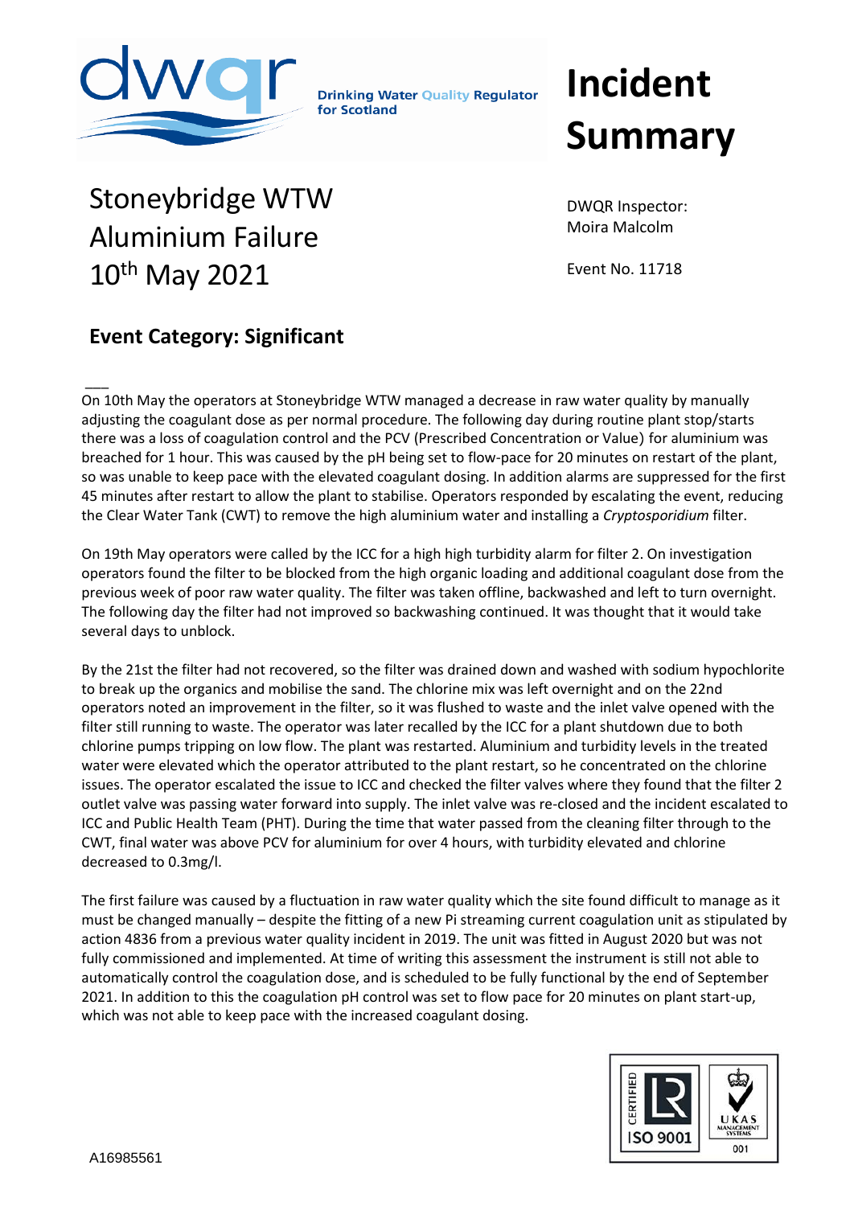Drinking Water Quality Regulator for Scotland

# Incident Summary

## Stoneybridge WTW Aluminium Failure 10th May 2021

DWQR Inspector: Moira Malcolm

Event No. 11718

### Event Category: Significant

On 10th May the operators at Stoneybridge WTW managed a decrease in raw water quality by manually adjusting the coagulant dose as per normal procedure. The following day during routine plant stop/starts there was a loss of coagulation control and the PCV (Prescribed Concentration or Value) for aluminium was breached for 1 hour. This was caused by the pH being set to flow-pace for 20 minutes on restart of the plant, so was unable to keep pace with the elevated coagulant dosing. In addition alarms are suppressed for the first 45 minutes after restart to allow the plant to stabilise. Operators responded by escalating the event, reducing the Clear Water Tank (CWT) to remove the high aluminium water and installing a *Cryptosporidium* filter.

On 19th May operators were called by the ICC for a high high turbidity alarm for filter 2. On investigation operators found the filter to be blocked from the high organic loading and additional coagulant dose from the previous week of poor raw water quality. The filter was taken offline, backwashed and left to turn overnight. The following day the filter had not improved so backwashing continued. It was thought that it would take several days to unblock.

By the 21st the filter had not recovered, so the filter was drained down and washed with sodium hypochlorite to break up the organics and mobilise the sand. The chlorine mix was left overnight and on the 22nd operators noted an improvement in the filter, so it was flushed to waste and the inlet valve opened with the filter still running to waste. The operator was later recalled by the ICC for a plant shutdown due to both chlorine pumps tripping on low flow. The plant was restarted. Aluminium and turbidity levels in the treated water were elevated which the operator attributed to the plant restart, so he concentrated on the chlorine issues. The operator escalated the issue to ICC and checked the filter valves where they found that the filter 2 outlet valve was passing water forward into supply. The inlet valve was re-closed and the incident escalated to ICC and Public Health Team (PHT). During the time that water passed from the cleaning filter through to the CWT, final water was above PCV for aluminium for over 4 hours, with turbidity elevated and chlorine decreased to 0.3mg/l.

The first failure was caused by a fluctuation in raw water quality which the site found difficult to manage as it must be changed manually – despite the fitting of a new Pi streaming current coagulation unit as stipulated by action 4836 from a previous water quality incident in 2019. The unit was fitted in August 2020 but was not fully commissioned and implemented. At time of writing this assessment the instrument is still not able to automatically control the coagulation dose, and is scheduled to be fully functional by the end of September 2021. In addition to this the coagulation pH control was set to flow pace for 20 minutes on plant start-up, which was not able to keep pace with the increased coagulant dosing.

A16985561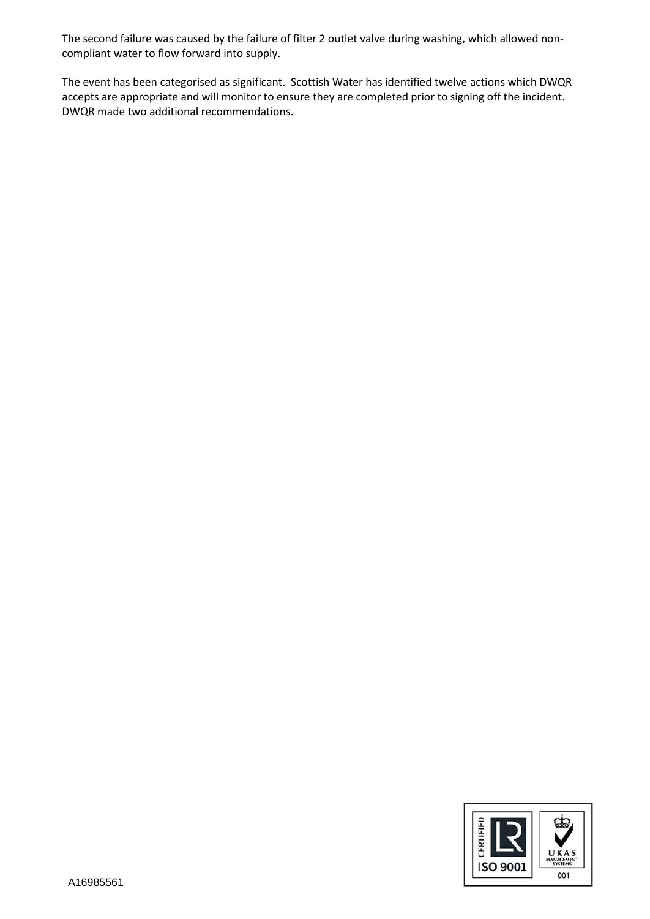The second failure was caused by the failure of filter 2 outlet valve during washing, which allowed non-compliant water to flow forward into supply.

The event has been categorised as significant. Scottish Water has identified twelve actions which DWQR accepts are appropriate and will monitor to ensure they are completed prior to signing off the incident. DWQR made two additional recommendations.

A16985561